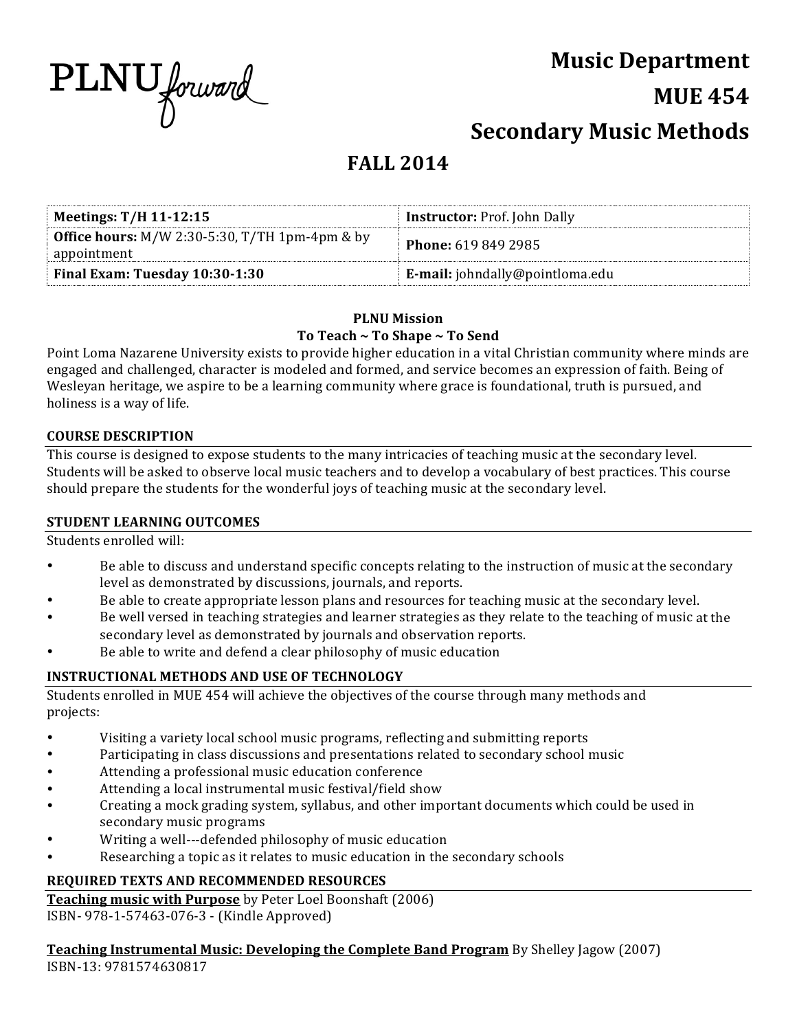PLNU forward

# Music Department
# MUE 454
# Secondary Music Methods

## FALL 2014

| **Meetings: T/H 11-12:15** | **Instructor:** Prof. John Dally |
|---|---|
| **Office hours:** M/W 2:30-5:30, T/TH 1pm-4pm & by appointment | **Phone:** 619 849 2985 |
| **Final Exam: Tuesday 10:30-1:30** | **E-mail:** johndally@pointloma.edu |

**PLNU Mission**
**To Teach ~ To Shape ~ To Send**

Point Loma Nazarene University exists to provide higher education in a vital Christian community where minds are engaged and challenged, character is modeled and formed, and service becomes an expression of faith. Being of Wesleyan heritage, we aspire to be a learning community where grace is foundational, truth is pursued, and holiness is a way of life.

### COURSE DESCRIPTION

This course is designed to expose students to the many intricacies of teaching music at the secondary level. Students will be asked to observe local music teachers and to develop a vocabulary of best practices. This course should prepare the students for the wonderful joys of teaching music at the secondary level.

### STUDENT LEARNING OUTCOMES

Students enrolled will:

- Be able to discuss and understand specific concepts relating to the instruction of music at the secondary level as demonstrated by discussions, journals, and reports.
- Be able to create appropriate lesson plans and resources for teaching music at the secondary level.
- Be well versed in teaching strategies and learner strategies as they relate to the teaching of music at the secondary level as demonstrated by journals and observation reports.
- Be able to write and defend a clear philosophy of music education

### INSTRUCTIONAL METHODS AND USE OF TECHNOLOGY

Students enrolled in MUE 454 will achieve the objectives of the course through many methods and projects:

- Visiting a variety local school music programs, reflecting and submitting reports
- Participating in class discussions and presentations related to secondary school music
- Attending a professional music education conference
- Attending a local instrumental music festival/field show
- Creating a mock grading system, syllabus, and other important documents which could be used in secondary music programs
- Writing a well---defended philosophy of music education
- Researching a topic as it relates to music education in the secondary schools

### REQUIRED TEXTS AND RECOMMENDED RESOURCES

**Teaching music with Purpose** by Peter Loel Boonshaft (2006)
ISBN- 978-1-57463-076-3 - (Kindle Approved)

**Teaching Instrumental Music: Developing the Complete Band Program** By Shelley Jagow (2007)
ISBN-13: 9781574630817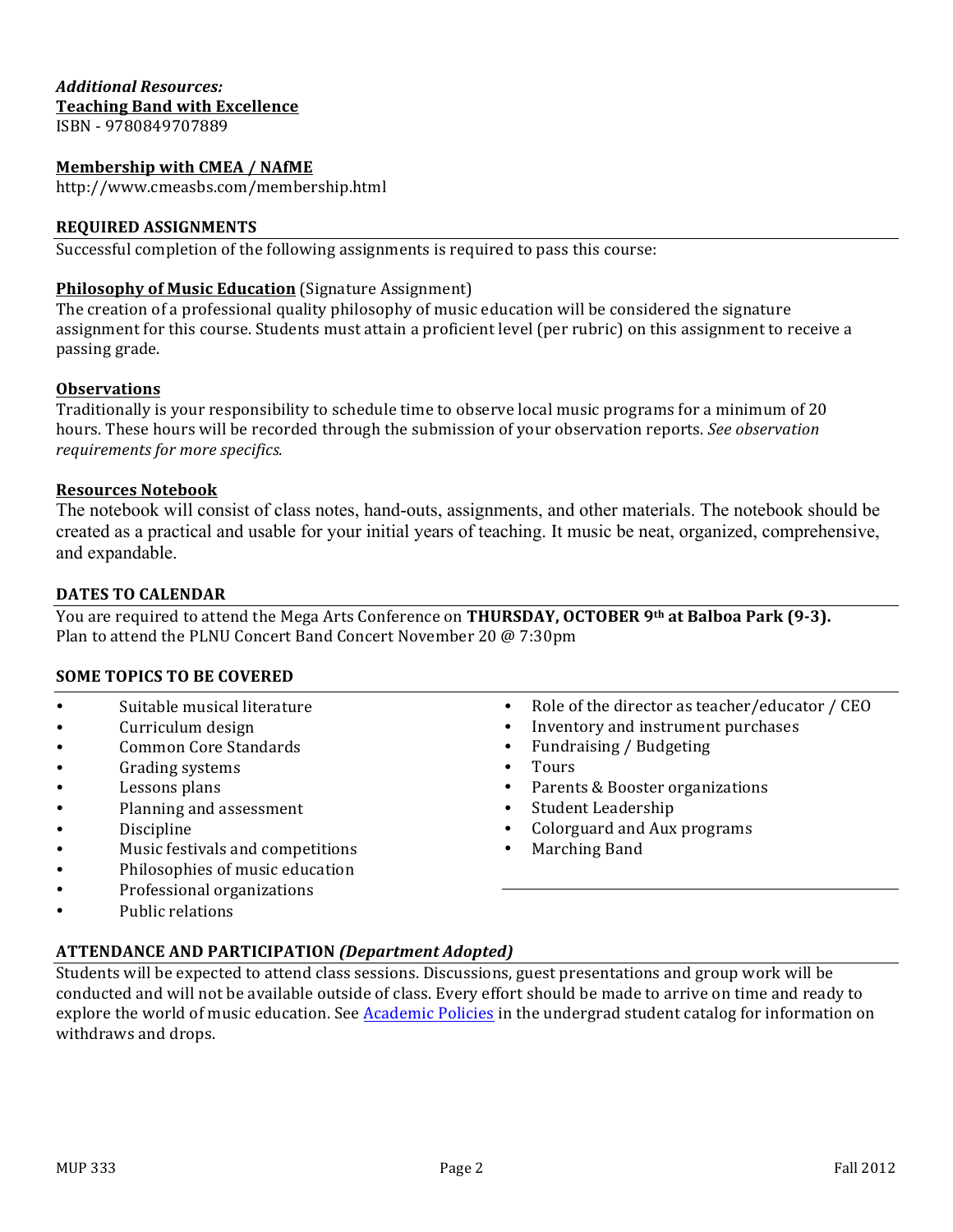***Additional Resources:***
**Teaching Band with Excellence**
ISBN - 9780849707889

**Membership with CMEA / NAfME**
http://www.cmeasbs.com/membership.html

## REQUIRED ASSIGNMENTS

Successful completion of the following assignments is required to pass this course:

**Philosophy of Music Education** (Signature Assignment)
The creation of a professional quality philosophy of music education will be considered the signature assignment for this course. Students must attain a proficient level (per rubric) on this assignment to receive a passing grade.

**Observations**
Traditionally is your responsibility to schedule time to observe local music programs for a minimum of 20 hours. These hours will be recorded through the submission of your observation reports. *See observation requirements for more specifics.*

**Resources Notebook**
The notebook will consist of class notes, hand-outs, assignments, and other materials. The notebook should be created as a practical and usable for your initial years of teaching. It music be neat, organized, comprehensive, and expandable.

## DATES TO CALENDAR

You are required to attend the Mega Arts Conference on **THURSDAY, OCTOBER 9th at Balboa Park (9-3).**
Plan to attend the PLNU Concert Band Concert November 20 @ 7:30pm

## SOME TOPICS TO BE COVERED

- Suitable musical literature
- Curriculum design
- Common Core Standards
- Grading systems
- Lessons plans
- Planning and assessment
- Discipline
- Music festivals and competitions
- Philosophies of music education
- Professional organizations
- Public relations
- Role of the director as teacher/educator / CEO
- Inventory and instrument purchases
- Fundraising / Budgeting
- Tours
- Parents & Booster organizations
- Student Leadership
- Colorguard and Aux programs
- Marching Band

## ATTENDANCE AND PARTICIPATION *(Department Adopted)*

Students will be expected to attend class sessions. Discussions, guest presentations and group work will be conducted and will not be available outside of class. Every effort should be made to arrive on time and ready to explore the world of music education. See Academic Policies in the undergrad student catalog for information on withdraws and drops.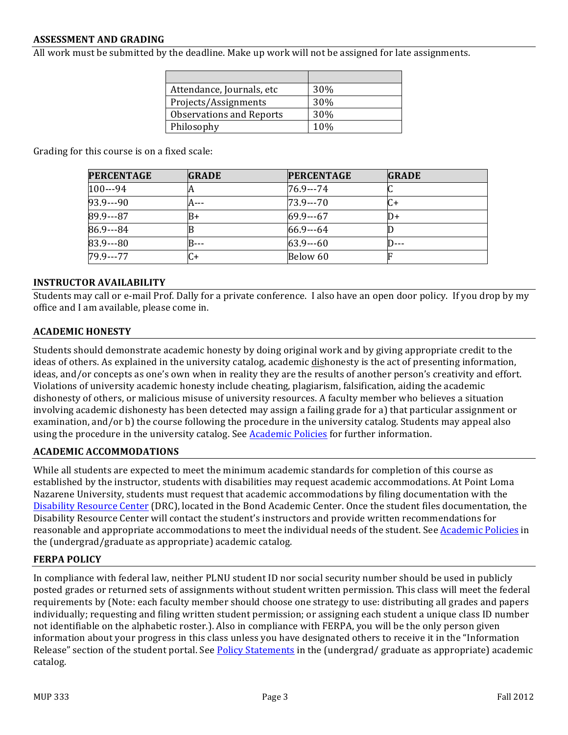## ASSESSMENT AND GRADING

All work must be submitted by the deadline. Make up work will not be assigned for late assignments.

| | |
|---|---|
| Attendance, Journals, etc | 30% |
| Projects/Assignments | 30% |
| Observations and Reports | 30% |
| Philosophy | 10% |

Grading for this course is on a fixed scale:

| PERCENTAGE | GRADE | PERCENTAGE | GRADE |
|---|---|---|---|
| 100---94 | A | 76.9---74 | C |
| 93.9---90 | A--- | 73.9---70 | C+ |
| 89.9---87 | B+ | 69.9---67 | D+ |
| 86.9---84 | B | 66.9---64 | D |
| 83.9---80 | B--- | 63.9---60 | D--- |
| 79.9---77 | C+ | Below 60 | F |

## INSTRUCTOR AVAILABILITY

Students may call or e-mail Prof. Dally for a private conference. I also have an open door policy. If you drop by my office and I am available, please come in.

## ACADEMIC HONESTY

Students should demonstrate academic honesty by doing original work and by giving appropriate credit to the ideas of others. As explained in the university catalog, academic dishonesty is the act of presenting information, ideas, and/or concepts as one's own when in reality they are the results of another person's creativity and effort. Violations of university academic honesty include cheating, plagiarism, falsification, aiding the academic dishonesty of others, or malicious misuse of university resources. A faculty member who believes a situation involving academic dishonesty has been detected may assign a failing grade for a) that particular assignment or examination, and/or b) the course following the procedure in the university catalog. Students may appeal also using the procedure in the university catalog. See Academic Policies for further information.

## ACADEMIC ACCOMMODATIONS

While all students are expected to meet the minimum academic standards for completion of this course as established by the instructor, students with disabilities may request academic accommodations. At Point Loma Nazarene University, students must request that academic accommodations by filing documentation with the Disability Resource Center (DRC), located in the Bond Academic Center. Once the student files documentation, the Disability Resource Center will contact the student's instructors and provide written recommendations for reasonable and appropriate accommodations to meet the individual needs of the student. See Academic Policies in the (undergrad/graduate as appropriate) academic catalog.

## FERPA POLICY

In compliance with federal law, neither PLNU student ID nor social security number should be used in publicly posted grades or returned sets of assignments without student written permission. This class will meet the federal requirements by (Note: each faculty member should choose one strategy to use: distributing all grades and papers individually; requesting and filing written student permission; or assigning each student a unique class ID number not identifiable on the alphabetic roster.). Also in compliance with FERPA, you will be the only person given information about your progress in this class unless you have designated others to receive it in the "Information Release" section of the student portal. See Policy Statements in the (undergrad/ graduate as appropriate) academic catalog.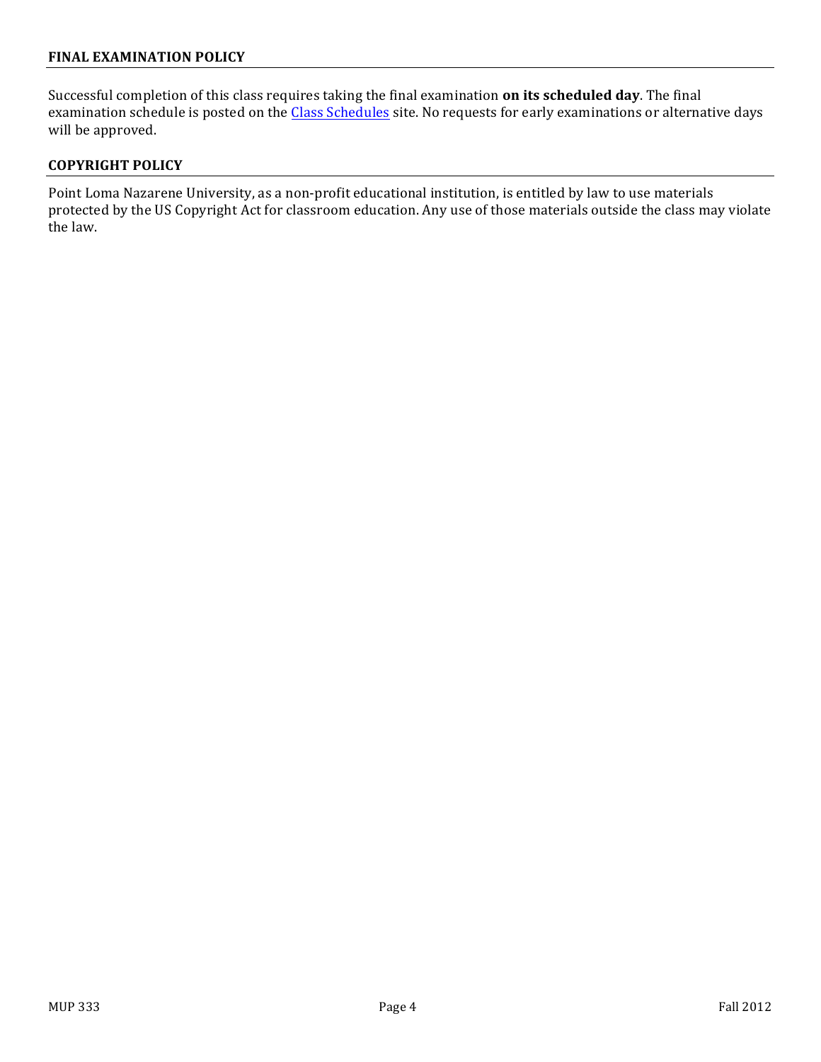### FINAL EXAMINATION POLICY

Successful completion of this class requires taking the final examination **on its scheduled day**. The final examination schedule is posted on the [Class Schedules](Class Schedules) site. No requests for early examinations or alternative days will be approved.

### COPYRIGHT POLICY

Point Loma Nazarene University, as a non-profit educational institution, is entitled by law to use materials protected by the US Copyright Act for classroom education. Any use of those materials outside the class may violate the law.